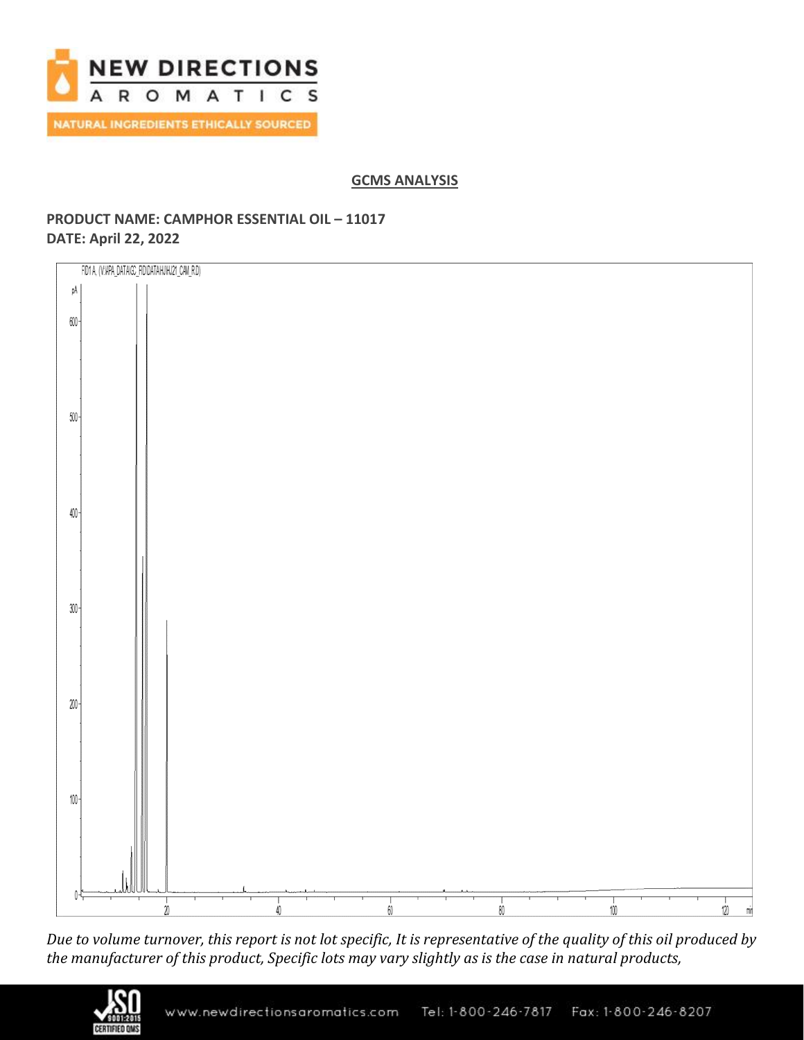## GCMS ANALYSIS

**PRODUCT NAME: CAMPHOR ESSENTIAL OIL – 11017**
**DATE: April 22, 2022**

*Due to volume turnover, this report is not lot specific, It is representative of the quality of this oil produced by the manufacturer of this product, Specific lots may vary slightly as is the case in natural products,*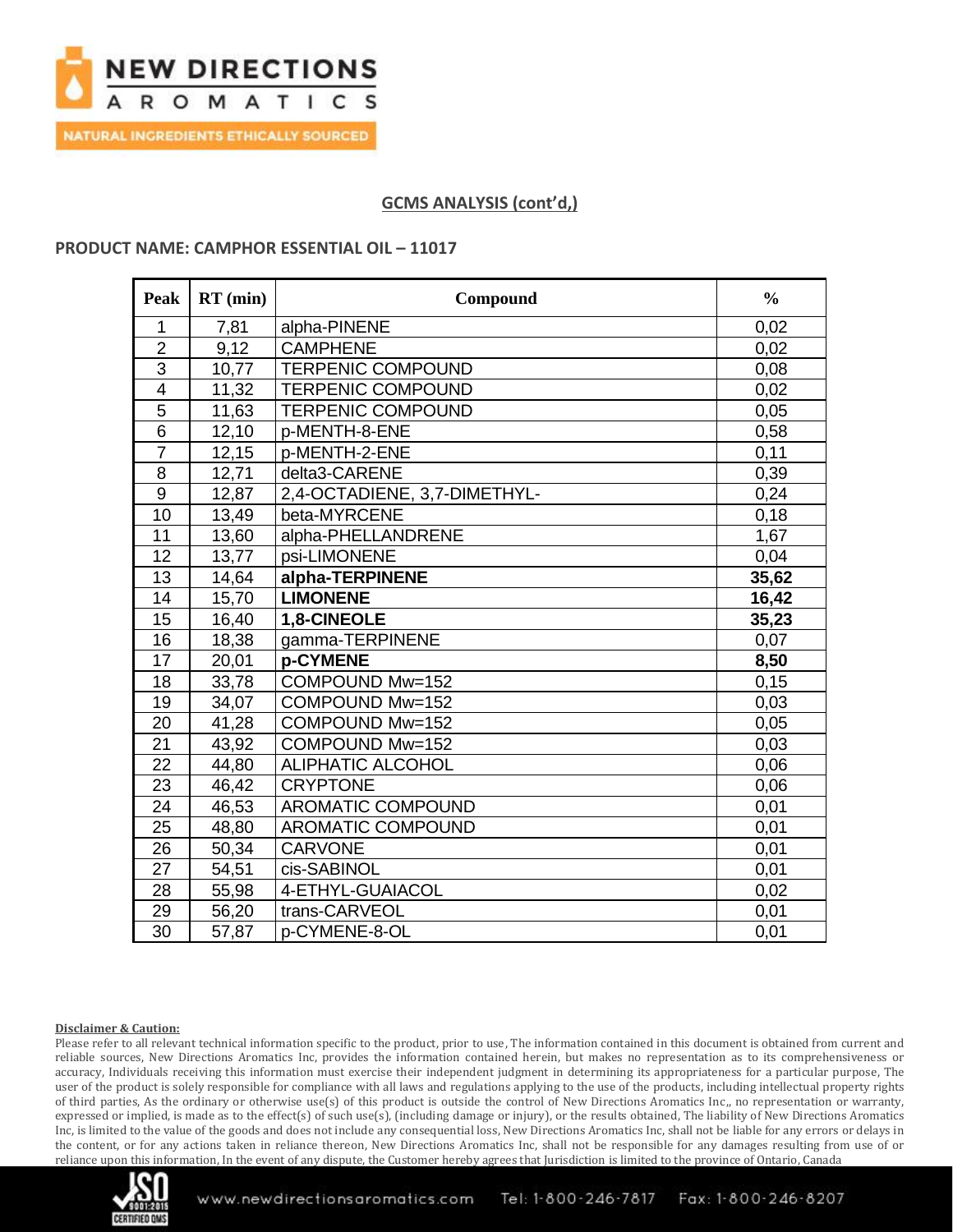## GCMS ANALYSIS (cont'd,)

**PRODUCT NAME: CAMPHOR ESSENTIAL OIL – 11017**

| Peak | RT (min) | Compound | % |
|---|---|---|---|
| 1 | 7,81 | alpha-PINENE | 0,02 |
| 2 | 9,12 | CAMPHENE | 0,02 |
| 3 | 10,77 | TERPENIC COMPOUND | 0,08 |
| 4 | 11,32 | TERPENIC COMPOUND | 0,02 |
| 5 | 11,63 | TERPENIC COMPOUND | 0,05 |
| 6 | 12,10 | p-MENTH-8-ENE | 0,58 |
| 7 | 12,15 | p-MENTH-2-ENE | 0,11 |
| 8 | 12,71 | delta3-CARENE | 0,39 |
| 9 | 12,87 | 2,4-OCTADIENE, 3,7-DIMETHYL- | 0,24 |
| 10 | 13,49 | beta-MYRCENE | 0,18 |
| 11 | 13,60 | alpha-PHELLANDRENE | 1,67 |
| 12 | 13,77 | psi-LIMONENE | 0,04 |
| 13 | 14,64 | **alpha-TERPINENE** | **35,62** |
| 14 | 15,70 | **LIMONENE** | **16,42** |
| 15 | 16,40 | **1,8-CINEOLE** | **35,23** |
| 16 | 18,38 | gamma-TERPINENE | 0,07 |
| 17 | 20,01 | **p-CYMENE** | **8,50** |
| 18 | 33,78 | COMPOUND Mw=152 | 0,15 |
| 19 | 34,07 | COMPOUND Mw=152 | 0,03 |
| 20 | 41,28 | COMPOUND Mw=152 | 0,05 |
| 21 | 43,92 | COMPOUND Mw=152 | 0,03 |
| 22 | 44,80 | ALIPHATIC ALCOHOL | 0,06 |
| 23 | 46,42 | CRYPTONE | 0,06 |
| 24 | 46,53 | AROMATIC COMPOUND | 0,01 |
| 25 | 48,80 | AROMATIC COMPOUND | 0,01 |
| 26 | 50,34 | CARVONE | 0,01 |
| 27 | 54,51 | cis-SABINOL | 0,01 |
| 28 | 55,98 | 4-ETHYL-GUAIACOL | 0,02 |
| 29 | 56,20 | trans-CARVEOL | 0,01 |
| 30 | 57,87 | p-CYMENE-8-OL | 0,01 |

**Disclaimer & Caution:**

Please refer to all relevant technical information specific to the product, prior to use, The information contained in this document is obtained from current and reliable sources, New Directions Aromatics Inc, provides the information contained herein, but makes no representation as to its comprehensiveness or accuracy, Individuals receiving this information must exercise their independent judgment in determining its appropriateness for a particular purpose, The user of the product is solely responsible for compliance with all laws and regulations applying to the use of the products, including intellectual property rights of third parties, As the ordinary or otherwise use(s) of this product is outside the control of New Directions Aromatics Inc,, no representation or warranty, expressed or implied, is made as to the effect(s) of such use(s), (including damage or injury), or the results obtained, The liability of New Directions Aromatics Inc, is limited to the value of the goods and does not include any consequential loss, New Directions Aromatics Inc, shall not be liable for any errors or delays in the content, or for any actions taken in reliance thereon, New Directions Aromatics Inc, shall not be responsible for any damages resulting from use of or reliance upon this information, In the event of any dispute, the Customer hereby agrees that Jurisdiction is limited to the province of Ontario, Canada

www.newdirectionsaromatics.com Tel: 1-800-246-7817 Fax: 1-800-246-8207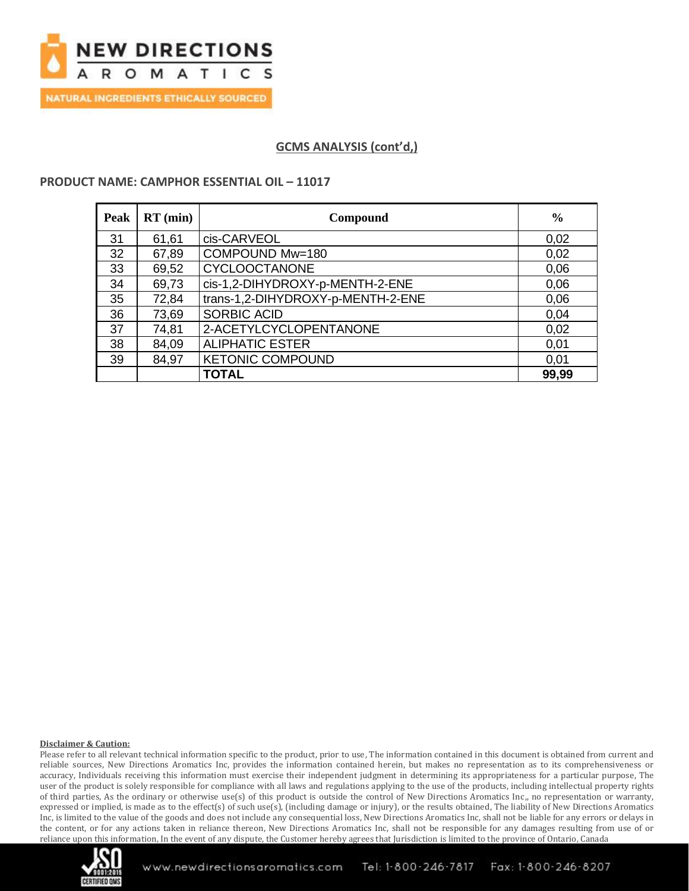## GCMS ANALYSIS (cont'd,)

**PRODUCT NAME: CAMPHOR ESSENTIAL OIL – 11017**

| Peak | RT (min) | Compound | % |
|---|---|---|---|
| 31 | 61,61 | cis-CARVEOL | 0,02 |
| 32 | 67,89 | COMPOUND Mw=180 | 0,02 |
| 33 | 69,52 | CYCLOOCTANONE | 0,06 |
| 34 | 69,73 | cis-1,2-DIHYDROXY-p-MENTH-2-ENE | 0,06 |
| 35 | 72,84 | trans-1,2-DIHYDROXY-p-MENTH-2-ENE | 0,06 |
| 36 | 73,69 | SORBIC ACID | 0,04 |
| 37 | 74,81 | 2-ACETYLCYCLOPENTANONE | 0,02 |
| 38 | 84,09 | ALIPHATIC ESTER | 0,01 |
| 39 | 84,97 | KETONIC COMPOUND | 0,01 |
| | | **TOTAL** | **99,99** |

**Disclaimer & Caution:**

Please refer to all relevant technical information specific to the product, prior to use, The information contained in this document is obtained from current and reliable sources, New Directions Aromatics Inc, provides the information contained herein, but makes no representation as to its comprehensiveness or accuracy, Individuals receiving this information must exercise their independent judgment in determining its appropriateness for a particular purpose, The user of the product is solely responsible for compliance with all laws and regulations applying to the use of the products, including intellectual property rights of third parties, As the ordinary or otherwise use(s) of this product is outside the control of New Directions Aromatics Inc,, no representation or warranty, expressed or implied, is made as to the effect(s) of such use(s), (including damage or injury), or the results obtained, The liability of New Directions Aromatics Inc, is limited to the value of the goods and does not include any consequential loss, New Directions Aromatics Inc, shall not be liable for any errors or delays in the content, or for any actions taken in reliance thereon, New Directions Aromatics Inc, shall not be responsible for any damages resulting from use of or reliance upon this information, In the event of any dispute, the Customer hereby agrees that Jurisdiction is limited to the province of Ontario, Canada